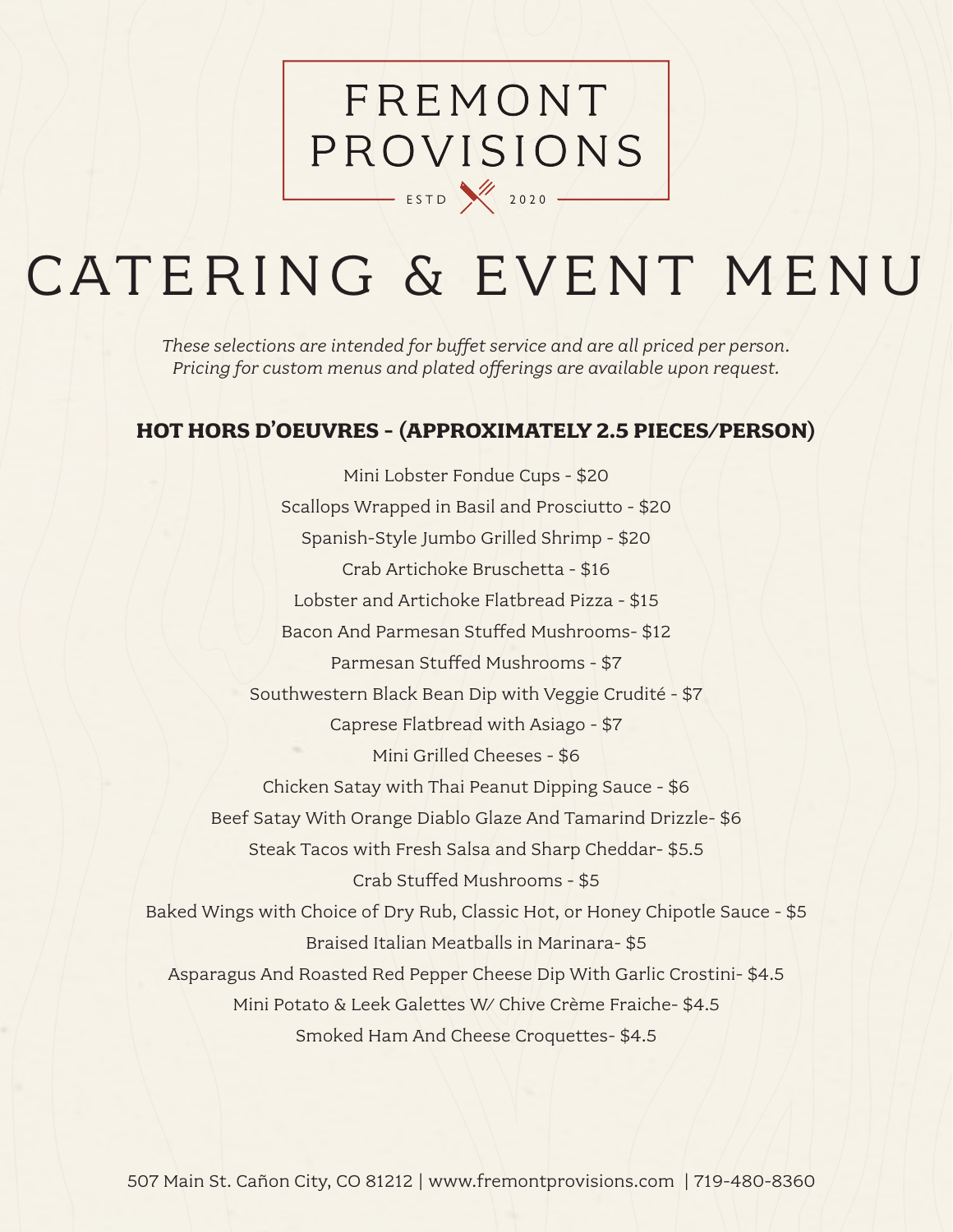# FREMONT PROVISIONS

ESTD 2020

# CATERING & EVENT MENU

*These selections are intended for buffet service and are all priced per person.*
*Pricing for custom menus and plated offerings are available upon request.*

## HOT HORS D'OEUVRES - (APPROXIMATELY 2.5 PIECES/PERSON)

Mini Lobster Fondue Cups - $20

Scallops Wrapped in Basil and Prosciutto - $20

Spanish-Style Jumbo Grilled Shrimp - $20

Crab Artichoke Bruschetta - $16

Lobster and Artichoke Flatbread Pizza - $15

Bacon And Parmesan Stuffed Mushrooms- $12

Parmesan Stuffed Mushrooms - $7

Southwestern Black Bean Dip with Veggie Crudité - $7

Caprese Flatbread with Asiago - $7

Mini Grilled Cheeses - $6

Chicken Satay with Thai Peanut Dipping Sauce - $6

Beef Satay With Orange Diablo Glaze And Tamarind Drizzle- $6

Steak Tacos with Fresh Salsa and Sharp Cheddar- $5.5

Crab Stuffed Mushrooms - $5

Baked Wings with Choice of Dry Rub, Classic Hot, or Honey Chipotle Sauce - $5

Braised Italian Meatballs in Marinara- $5

Asparagus And Roasted Red Pepper Cheese Dip With Garlic Crostini- $4.5

Mini Potato & Leek Galettes W/ Chive Crème Fraiche- $4.5

Smoked Ham And Cheese Croquettes- $4.5

507 Main St. Cañon City, CO 81212 | www.fremontprovisions.com | 719-480-8360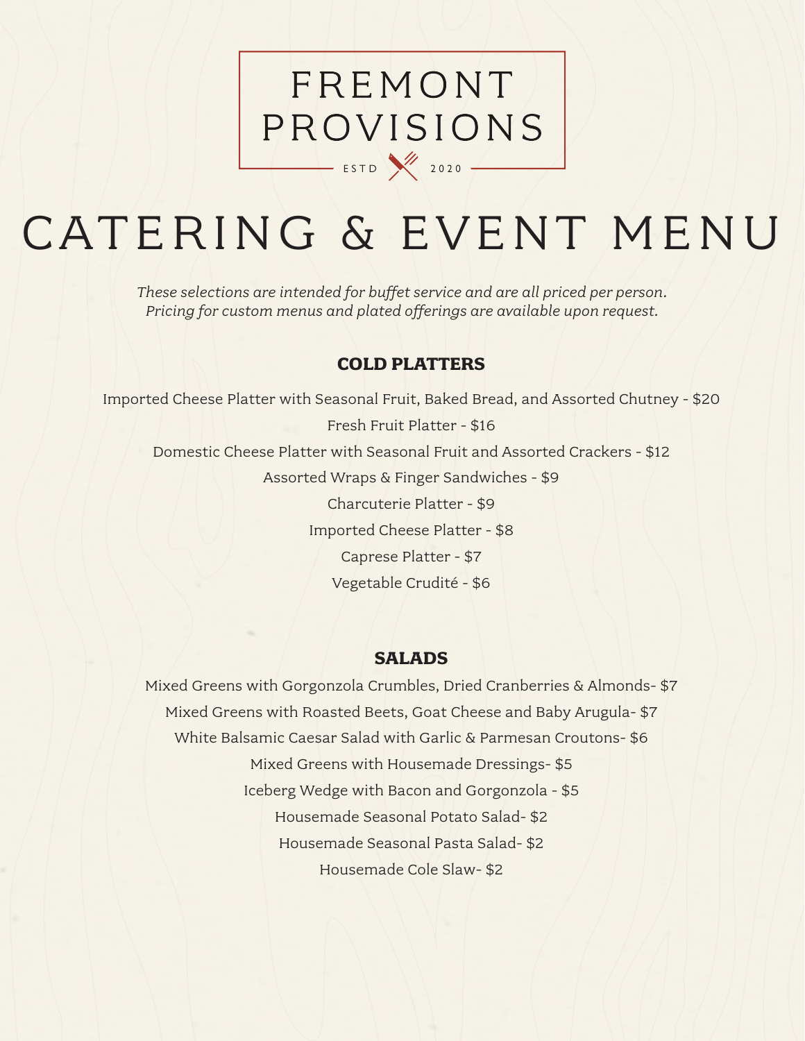# FREMONT PROVISIONS

ESTD 2020

# CATERING & EVENT MENU

*These selections are intended for buffet service and are all priced per person.*
*Pricing for custom menus and plated offerings are available upon request.*

## COLD PLATTERS

Imported Cheese Platter with Seasonal Fruit, Baked Bread, and Assorted Chutney - $20

Fresh Fruit Platter - $16

Domestic Cheese Platter with Seasonal Fruit and Assorted Crackers - $12

Assorted Wraps & Finger Sandwiches - $9

Charcuterie Platter - $9

Imported Cheese Platter - $8

Caprese Platter - $7

Vegetable Crudité - $6

## SALADS

Mixed Greens with Gorgonzola Crumbles, Dried Cranberries & Almonds- $7

Mixed Greens with Roasted Beets, Goat Cheese and Baby Arugula- $7

White Balsamic Caesar Salad with Garlic & Parmesan Croutons- $6

Mixed Greens with Housemade Dressings- $5

Iceberg Wedge with Bacon and Gorgonzola - $5

Housemade Seasonal Potato Salad- $2

Housemade Seasonal Pasta Salad- $2

Housemade Cole Slaw- $2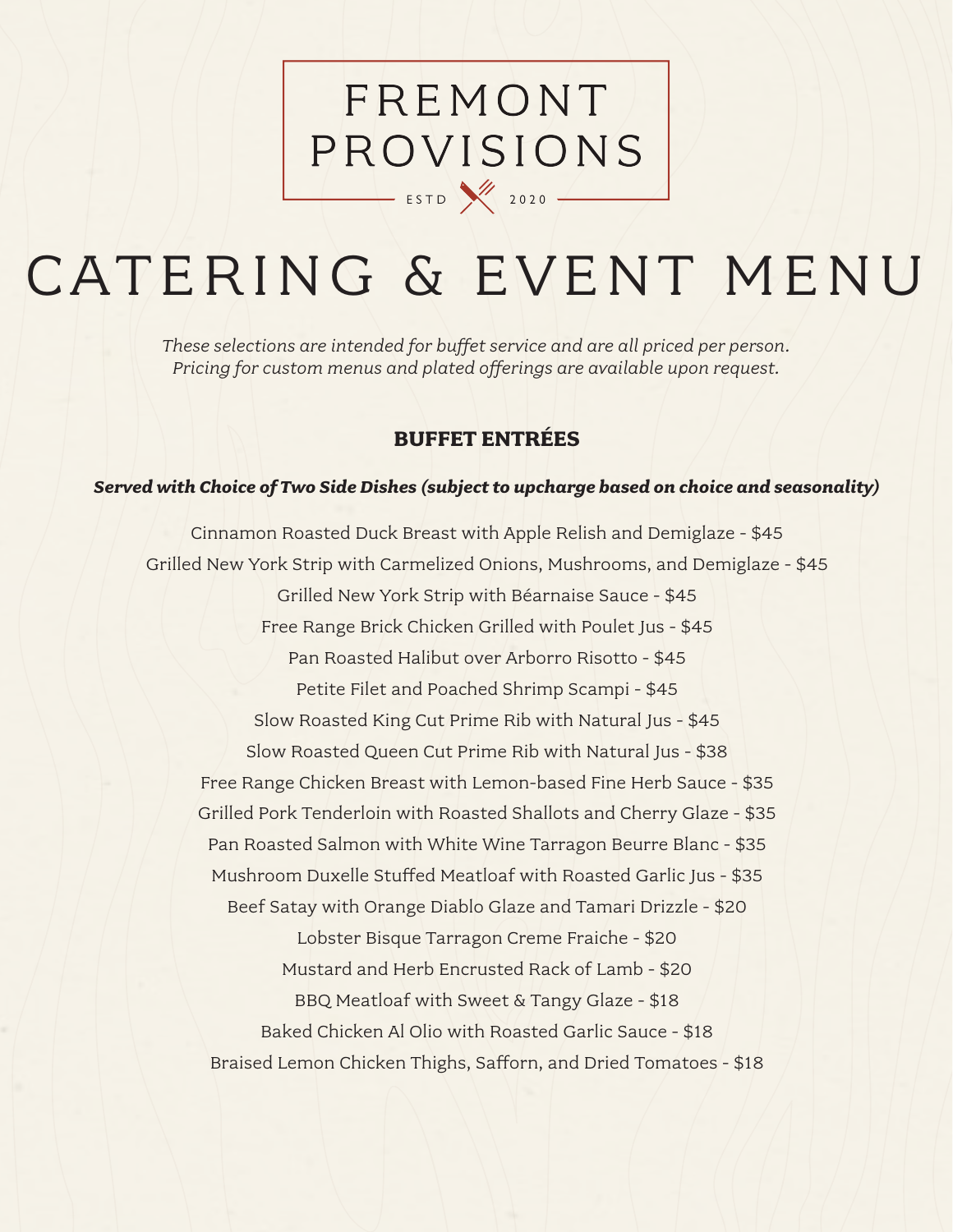# FREMONT PROVISIONS

ESTD 2020

# CATERING & EVENT MENU

*These selections are intended for buffet service and are all priced per person.*
*Pricing for custom menus and plated offerings are available upon request.*

## BUFFET ENTRÉES

***Served with Choice of Two Side Dishes (subject to upcharge based on choice and seasonality)***

Cinnamon Roasted Duck Breast with Apple Relish and Demiglaze - $45

Grilled New York Strip with Carmelized Onions, Mushrooms, and Demiglaze - $45

Grilled New York Strip with Béarnaise Sauce - $45

Free Range Brick Chicken Grilled with Poulet Jus - $45

Pan Roasted Halibut over Arborro Risotto - $45

Petite Filet and Poached Shrimp Scampi - $45

Slow Roasted King Cut Prime Rib with Natural Jus - $45

Slow Roasted Queen Cut Prime Rib with Natural Jus - $38

Free Range Chicken Breast with Lemon-based Fine Herb Sauce - $35

Grilled Pork Tenderloin with Roasted Shallots and Cherry Glaze - $35

Pan Roasted Salmon with White Wine Tarragon Beurre Blanc - $35

Mushroom Duxelle Stuffed Meatloaf with Roasted Garlic Jus - $35

Beef Satay with Orange Diablo Glaze and Tamari Drizzle - $20

Lobster Bisque Tarragon Creme Fraiche - $20

Mustard and Herb Encrusted Rack of Lamb - $20

BBQ Meatloaf with Sweet & Tangy Glaze - $18

Baked Chicken Al Olio with Roasted Garlic Sauce - $18

Braised Lemon Chicken Thighs, Saffron, and Dried Tomatoes - $18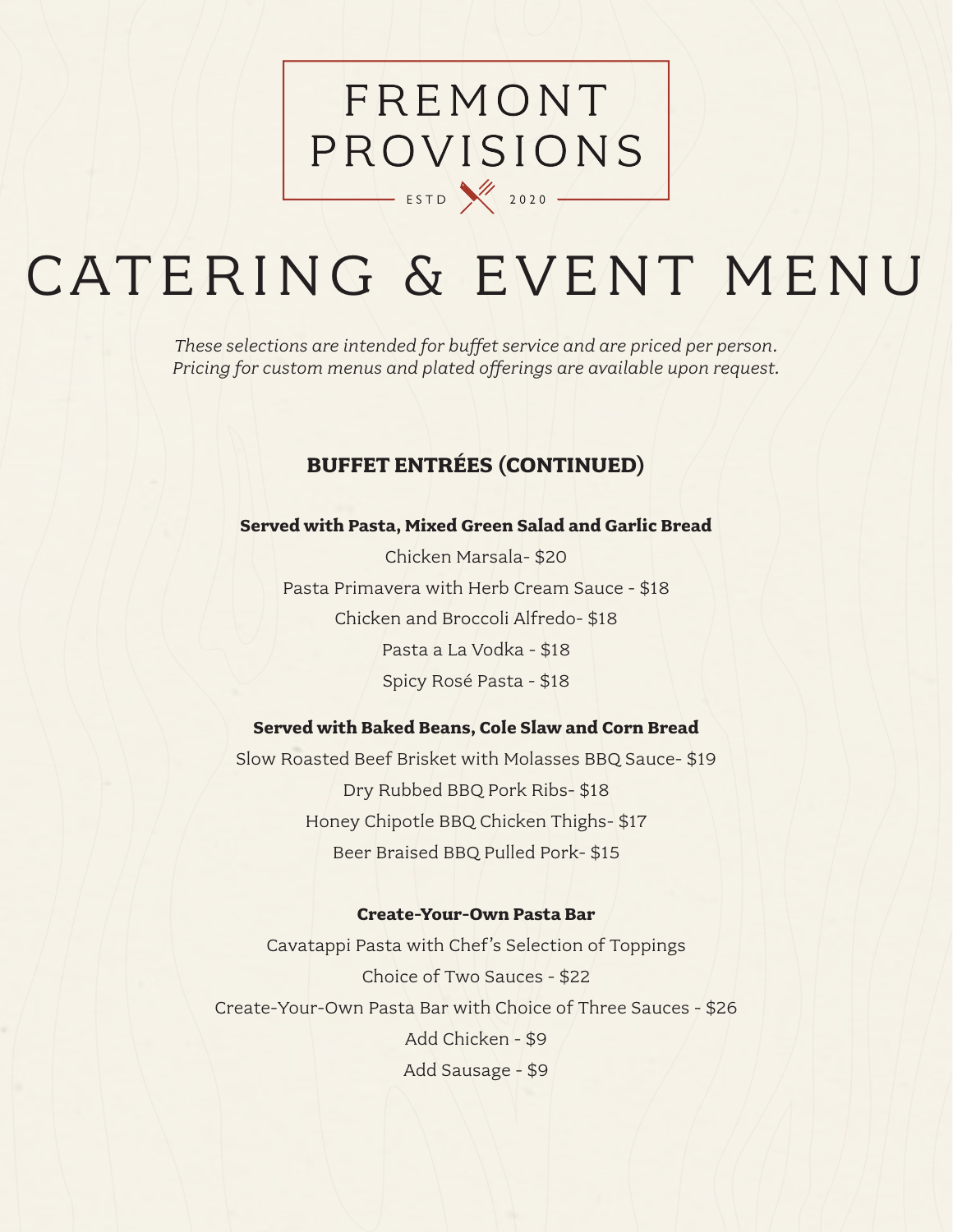# FREMONT PROVISIONS

ESTD 2020

# CATERING & EVENT MENU

*These selections are intended for buffet service and are priced per person.*
*Pricing for custom menus and plated offerings are available upon request.*

## BUFFET ENTRÉES (CONTINUED)

**Served with Pasta, Mixed Green Salad and Garlic Bread**

Chicken Marsala- $20

Pasta Primavera with Herb Cream Sauce - $18

Chicken and Broccoli Alfredo- $18

Pasta a La Vodka - $18

Spicy Rosé Pasta - $18

**Served with Baked Beans, Cole Slaw and Corn Bread**

Slow Roasted Beef Brisket with Molasses BBQ Sauce- $19

Dry Rubbed BBQ Pork Ribs- $18

Honey Chipotle BBQ Chicken Thighs- $17

Beer Braised BBQ Pulled Pork- $15

**Create-Your-Own Pasta Bar**

Cavatappi Pasta with Chef's Selection of Toppings

Choice of Two Sauces - $22

Create-Your-Own Pasta Bar with Choice of Three Sauces - $26

Add Chicken - $9

Add Sausage - $9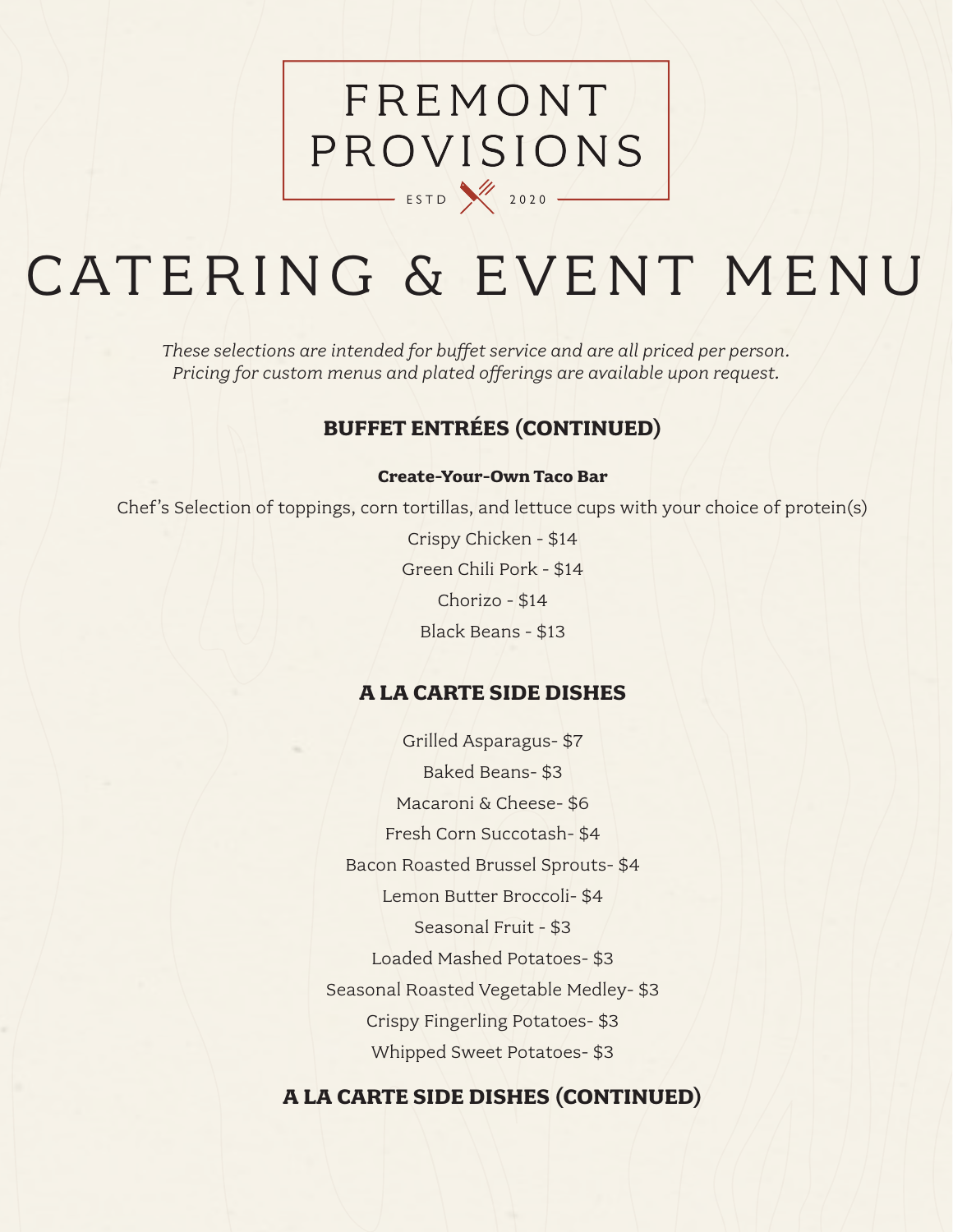FREMONT PROVISIONS

ESTD 2020

# CATERING & EVENT MENU

*These selections are intended for buffet service and are all priced per person.*
*Pricing for custom menus and plated offerings are available upon request.*

## BUFFET ENTRÉES (CONTINUED)

**Create-Your-Own Taco Bar**

Chef's Selection of toppings, corn tortillas, and lettuce cups with your choice of protein(s)

Crispy Chicken - $14

Green Chili Pork - $14

Chorizo - $14

Black Beans - $13

## A LA CARTE SIDE DISHES

Grilled Asparagus- $7

Baked Beans- $3

Macaroni & Cheese- $6

Fresh Corn Succotash- $4

Bacon Roasted Brussel Sprouts- $4

Lemon Butter Broccoli- $4

Seasonal Fruit - $3

Loaded Mashed Potatoes- $3

Seasonal Roasted Vegetable Medley- $3

Crispy Fingerling Potatoes- $3

Whipped Sweet Potatoes- $3

## A LA CARTE SIDE DISHES (CONTINUED)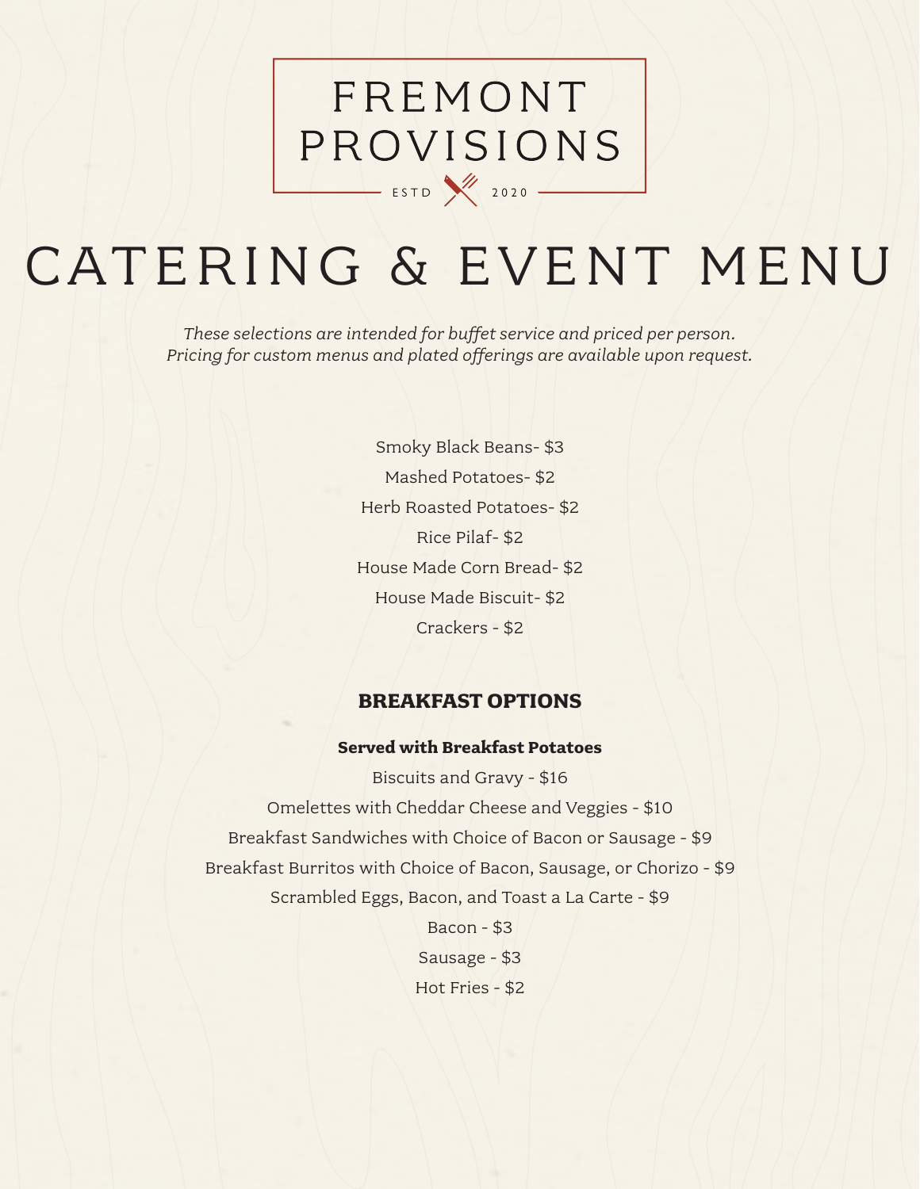FREMONT PROVISIONS

ESTD 2020

# CATERING & EVENT MENU

*These selections are intended for buffet service and priced per person.*
*Pricing for custom menus and plated offerings are available upon request.*

Smoky Black Beans- $3

Mashed Potatoes- $2

Herb Roasted Potatoes- $2

Rice Pilaf- $2

House Made Corn Bread- $2

House Made Biscuit- $2

Crackers - $2

## BREAKFAST OPTIONS

**Served with Breakfast Potatoes**

Biscuits and Gravy - $16

Omelettes with Cheddar Cheese and Veggies - $10

Breakfast Sandwiches with Choice of Bacon or Sausage - $9

Breakfast Burritos with Choice of Bacon, Sausage, or Chorizo - $9

Scrambled Eggs, Bacon, and Toast a La Carte - $9

Bacon - $3

Sausage - $3

Hot Fries - $2